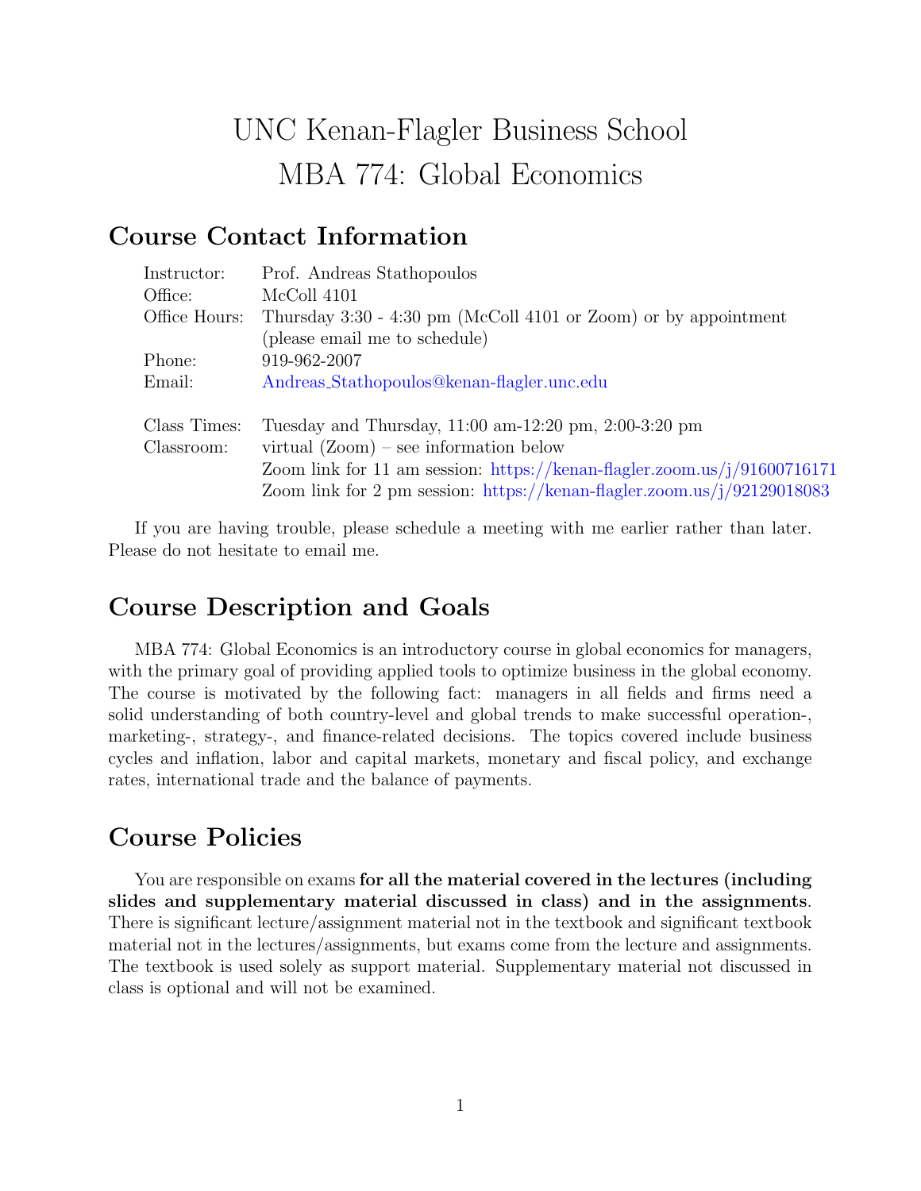# UNC Kenan-Flagler Business School
# MBA 774: Global Economics

## Course Contact Information

| | |
|---|---|
| Instructor: | Prof. Andreas Stathopoulos |
| Office: | McColl 4101 |
| Office Hours: | Thursday 3:30 - 4:30 pm (McColl 4101 or Zoom) or by appointment (please email me to schedule) |
| Phone: | 919-962-2007 |
| Email: | Andreas_Stathopoulos@kenan-flagler.unc.edu |
| Class Times: | Tuesday and Thursday, 11:00 am-12:20 pm, 2:00-3:20 pm |
| Classroom: | virtual (Zoom) – see information below<br>Zoom link for 11 am session: https://kenan-flagler.zoom.us/j/91600716171<br>Zoom link for 2 pm session: https://kenan-flagler.zoom.us/j/92129018083 |

If you are having trouble, please schedule a meeting with me earlier rather than later. Please do not hesitate to email me.

## Course Description and Goals

MBA 774: Global Economics is an introductory course in global economics for managers, with the primary goal of providing applied tools to optimize business in the global economy. The course is motivated by the following fact: managers in all fields and firms need a solid understanding of both country-level and global trends to make successful operation-, marketing-, strategy-, and finance-related decisions. The topics covered include business cycles and inflation, labor and capital markets, monetary and fiscal policy, and exchange rates, international trade and the balance of payments.

## Course Policies

You are responsible on exams **for all the material covered in the lectures (including slides and supplementary material discussed in class) and in the assignments**. There is significant lecture/assignment material not in the textbook and significant textbook material not in the lectures/assignments, but exams come from the lecture and assignments. The textbook is used solely as support material. Supplementary material not discussed in class is optional and will not be examined.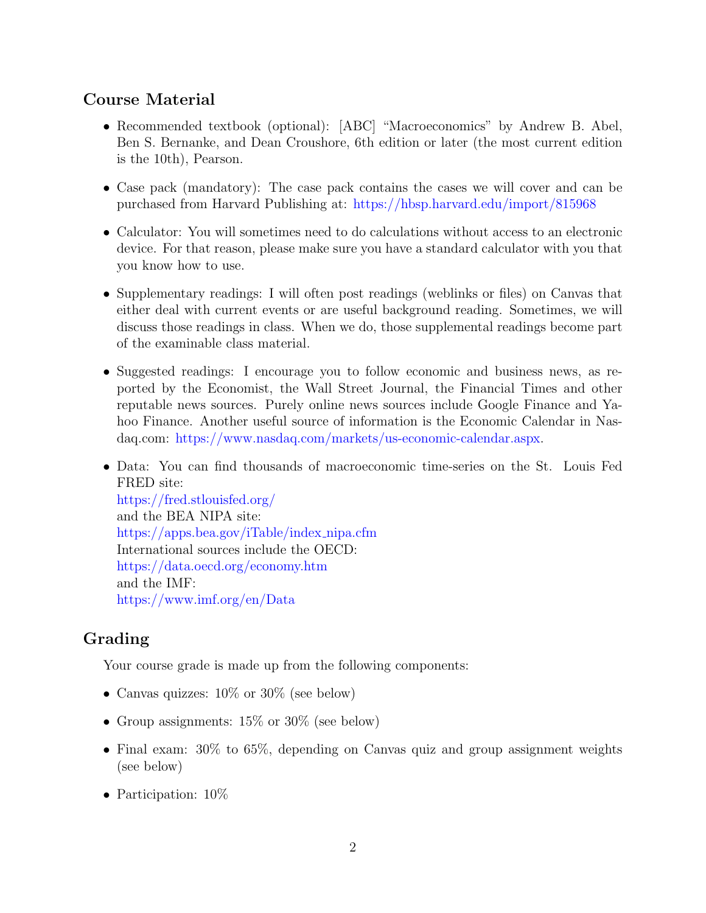## Course Material

- Recommended textbook (optional): [ABC] "Macroeconomics" by Andrew B. Abel, Ben S. Bernanke, and Dean Croushore, 6th edition or later (the most current edition is the 10th), Pearson.
- Case pack (mandatory): The case pack contains the cases we will cover and can be purchased from Harvard Publishing at: https://hbsp.harvard.edu/import/815968
- Calculator: You will sometimes need to do calculations without access to an electronic device. For that reason, please make sure you have a standard calculator with you that you know how to use.
- Supplementary readings: I will often post readings (weblinks or files) on Canvas that either deal with current events or are useful background reading. Sometimes, we will discuss those readings in class. When we do, those supplemental readings become part of the examinable class material.
- Suggested readings: I encourage you to follow economic and business news, as reported by the Economist, the Wall Street Journal, the Financial Times and other reputable news sources. Purely online news sources include Google Finance and Yahoo Finance. Another useful source of information is the Economic Calendar in Nasdaq.com: https://www.nasdaq.com/markets/us-economic-calendar.aspx.
- Data: You can find thousands of macroeconomic time-series on the St. Louis Fed FRED site:
  https://fred.stlouisfed.org/
  and the BEA NIPA site:
  https://apps.bea.gov/iTable/index_nipa.cfm
  International sources include the OECD:
  https://data.oecd.org/economy.htm
  and the IMF:
  https://www.imf.org/en/Data

## Grading

Your course grade is made up from the following components:

- Canvas quizzes: 10% or 30% (see below)
- Group assignments: 15% or 30% (see below)
- Final exam: 30% to 65%, depending on Canvas quiz and group assignment weights (see below)
- Participation: 10%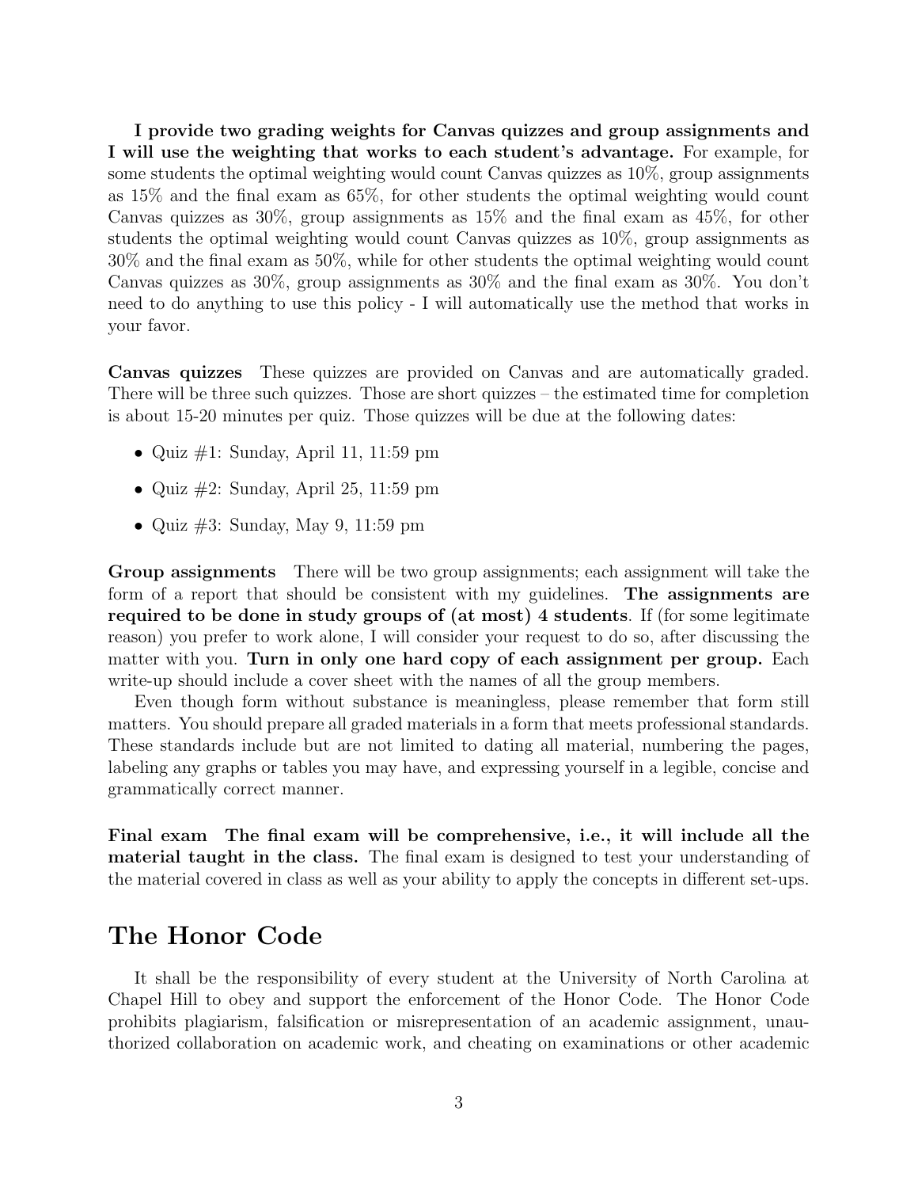**I provide two grading weights for Canvas quizzes and group assignments and I will use the weighting that works to each student's advantage.** For example, for some students the optimal weighting would count Canvas quizzes as 10%, group assignments as 15% and the final exam as 65%, for other students the optimal weighting would count Canvas quizzes as 30%, group assignments as 15% and the final exam as 45%, for other students the optimal weighting would count Canvas quizzes as 10%, group assignments as 30% and the final exam as 50%, while for other students the optimal weighting would count Canvas quizzes as 30%, group assignments as 30% and the final exam as 30%. You don't need to do anything to use this policy - I will automatically use the method that works in your favor.

**Canvas quizzes** These quizzes are provided on Canvas and are automatically graded. There will be three such quizzes. Those are short quizzes – the estimated time for completion is about 15-20 minutes per quiz. Those quizzes will be due at the following dates:

- Quiz #1: Sunday, April 11, 11:59 pm
- Quiz #2: Sunday, April 25, 11:59 pm
- Quiz #3: Sunday, May 9, 11:59 pm

**Group assignments** There will be two group assignments; each assignment will take the form of a report that should be consistent with my guidelines. **The assignments are required to be done in study groups of (at most) 4 students**. If (for some legitimate reason) you prefer to work alone, I will consider your request to do so, after discussing the matter with you. **Turn in only one hard copy of each assignment per group.** Each write-up should include a cover sheet with the names of all the group members.

Even though form without substance is meaningless, please remember that form still matters. You should prepare all graded materials in a form that meets professional standards. These standards include but are not limited to dating all material, numbering the pages, labeling any graphs or tables you may have, and expressing yourself in a legible, concise and grammatically correct manner.

**Final exam** **The final exam will be comprehensive, i.e., it will include all the material taught in the class.** The final exam is designed to test your understanding of the material covered in class as well as your ability to apply the concepts in different set-ups.

## The Honor Code

It shall be the responsibility of every student at the University of North Carolina at Chapel Hill to obey and support the enforcement of the Honor Code. The Honor Code prohibits plagiarism, falsification or misrepresentation of an academic assignment, unauthorized collaboration on academic work, and cheating on examinations or other academic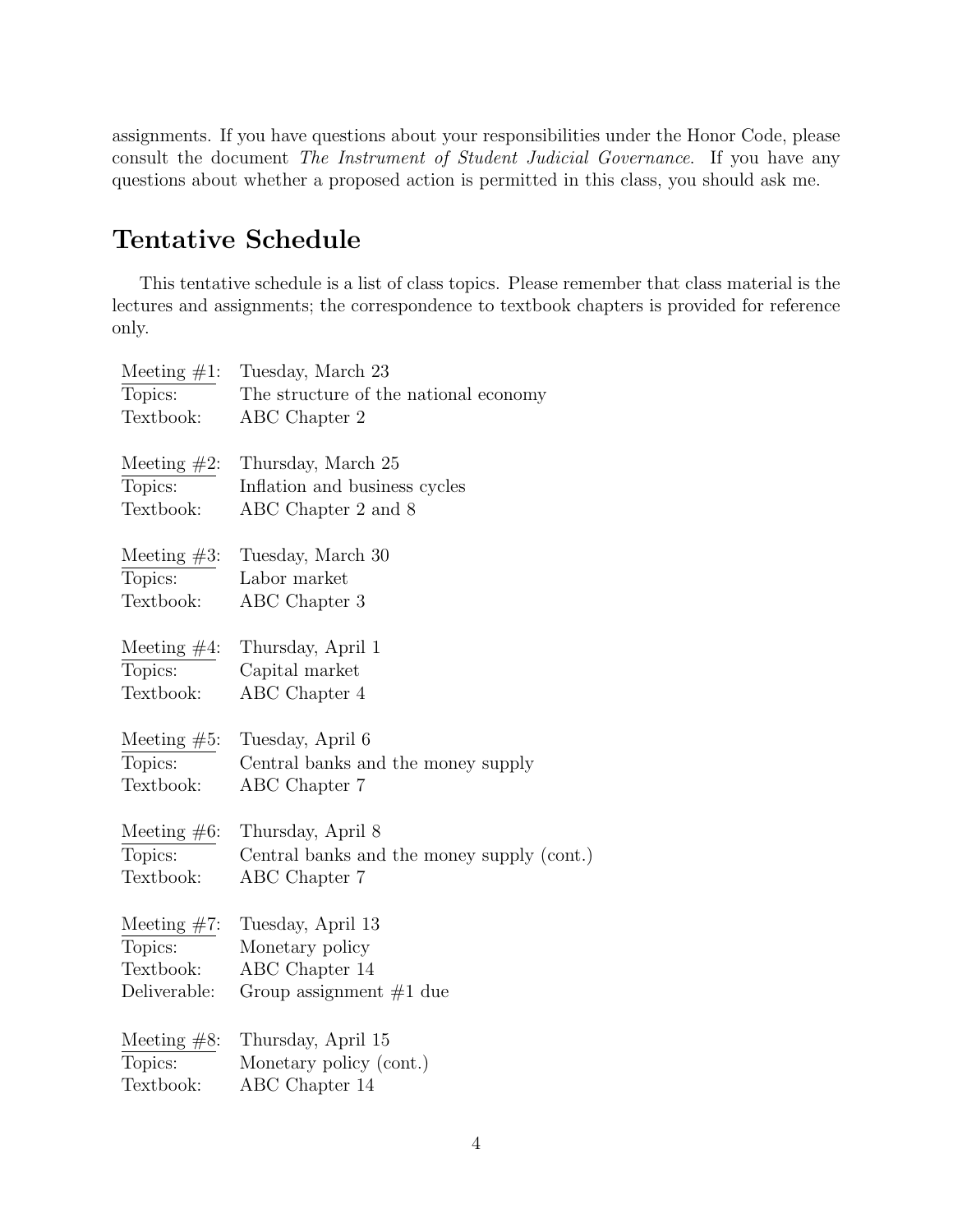assignments. If you have questions about your responsibilities under the Honor Code, please consult the document *The Instrument of Student Judicial Governance*. If you have any questions about whether a proposed action is permitted in this class, you should ask me.

## Tentative Schedule

This tentative schedule is a list of class topics. Please remember that class material is the lectures and assignments; the correspondence to textbook chapters is provided for reference only.

Meeting #1: Tuesday, March 23
Topics: The structure of the national economy
Textbook: ABC Chapter 2

Meeting #2: Thursday, March 25
Topics: Inflation and business cycles
Textbook: ABC Chapter 2 and 8

Meeting #3: Tuesday, March 30
Topics: Labor market
Textbook: ABC Chapter 3

Meeting #4: Thursday, April 1
Topics: Capital market
Textbook: ABC Chapter 4

Meeting #5: Tuesday, April 6
Topics: Central banks and the money supply
Textbook: ABC Chapter 7

Meeting #6: Thursday, April 8
Topics: Central banks and the money supply (cont.)
Textbook: ABC Chapter 7

Meeting #7: Tuesday, April 13
Topics: Monetary policy
Textbook: ABC Chapter 14
Deliverable: Group assignment #1 due

Meeting #8: Thursday, April 15
Topics: Monetary policy (cont.)
Textbook: ABC Chapter 14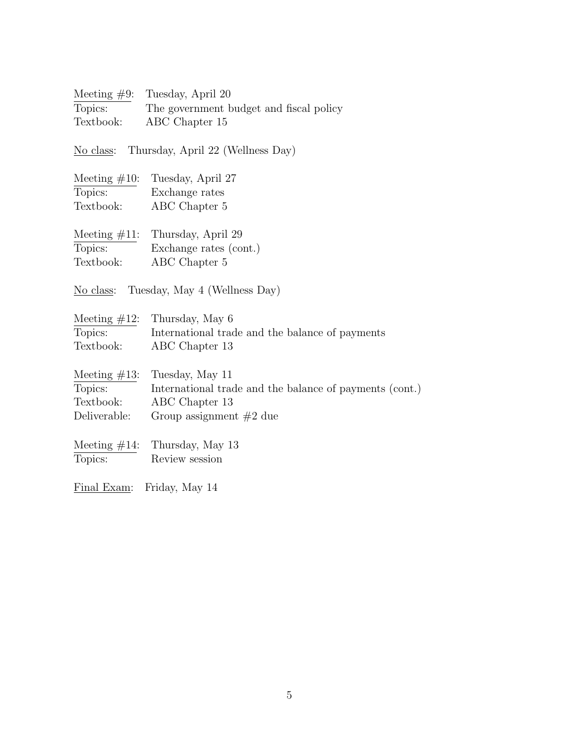<u>Meeting #9</u>: Tuesday, April 20
<u>Topics:</u> The government budget and fiscal policy
Textbook: ABC Chapter 15

<u>No class</u>: Thursday, April 22 (Wellness Day)

<u>Meeting #10</u>: Tuesday, April 27
<u>Topics:</u> Exchange rates
Textbook: ABC Chapter 5

<u>Meeting #11</u>: Thursday, April 29
<u>Topics:</u> Exchange rates (cont.)
Textbook: ABC Chapter 5

<u>No class</u>: Tuesday, May 4 (Wellness Day)

<u>Meeting #12</u>: Thursday, May 6
<u>Topics:</u> International trade and the balance of payments
Textbook: ABC Chapter 13

<u>Meeting #13</u>: Tuesday, May 11
<u>Topics:</u> International trade and the balance of payments (cont.)
Textbook: ABC Chapter 13
Deliverable: Group assignment #2 due

<u>Meeting #14</u>: Thursday, May 13
<u>Topics:</u> Review session

<u>Final Exam</u>: Friday, May 14